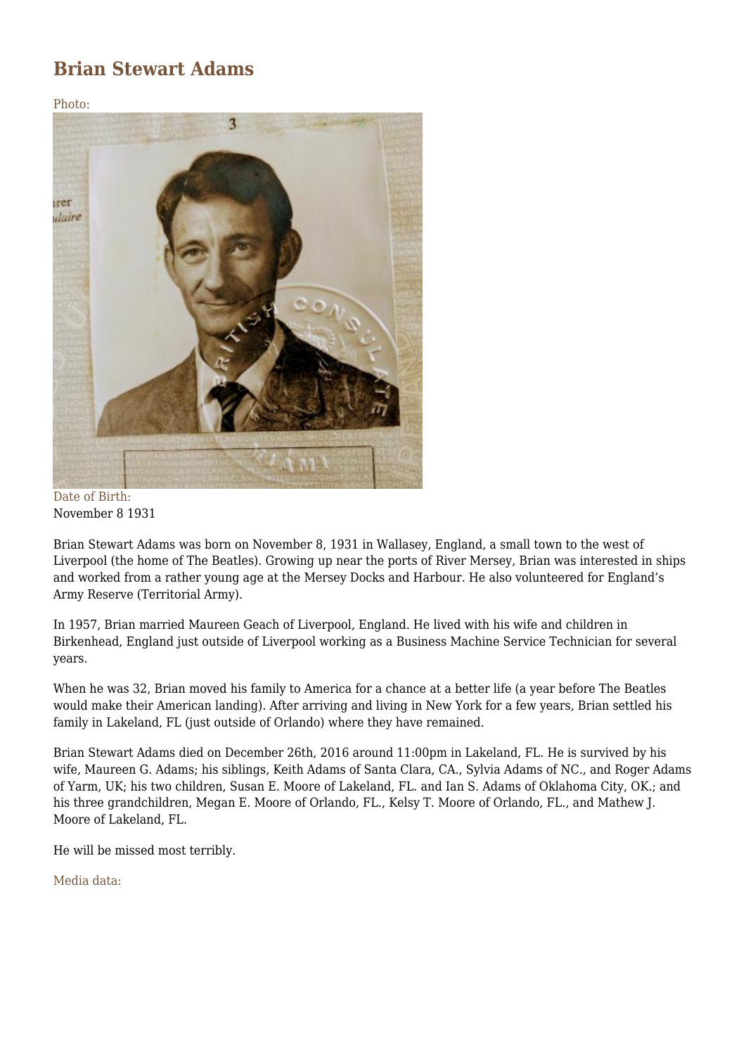# Brian Stewart Adams

Photo:

Date of Birth:
November 8 1931

Brian Stewart Adams was born on November 8, 1931 in Wallasey, England, a small town to the west of Liverpool (the home of The Beatles). Growing up near the ports of River Mersey, Brian was interested in ships and worked from a rather young age at the Mersey Docks and Harbour. He also volunteered for England's Army Reserve (Territorial Army).

In 1957, Brian married Maureen Geach of Liverpool, England. He lived with his wife and children in Birkenhead, England just outside of Liverpool working as a Business Machine Service Technician for several years.

When he was 32, Brian moved his family to America for a chance at a better life (a year before The Beatles would make their American landing). After arriving and living in New York for a few years, Brian settled his family in Lakeland, FL (just outside of Orlando) where they have remained.

Brian Stewart Adams died on December 26th, 2016 around 11:00pm in Lakeland, FL. He is survived by his wife, Maureen G. Adams; his siblings, Keith Adams of Santa Clara, CA., Sylvia Adams of NC., and Roger Adams of Yarm, UK; his two children, Susan E. Moore of Lakeland, FL. and Ian S. Adams of Oklahoma City, OK.; and his three grandchildren, Megan E. Moore of Orlando, FL., Kelsy T. Moore of Orlando, FL., and Mathew J. Moore of Lakeland, FL.

He will be missed most terribly.

Media data: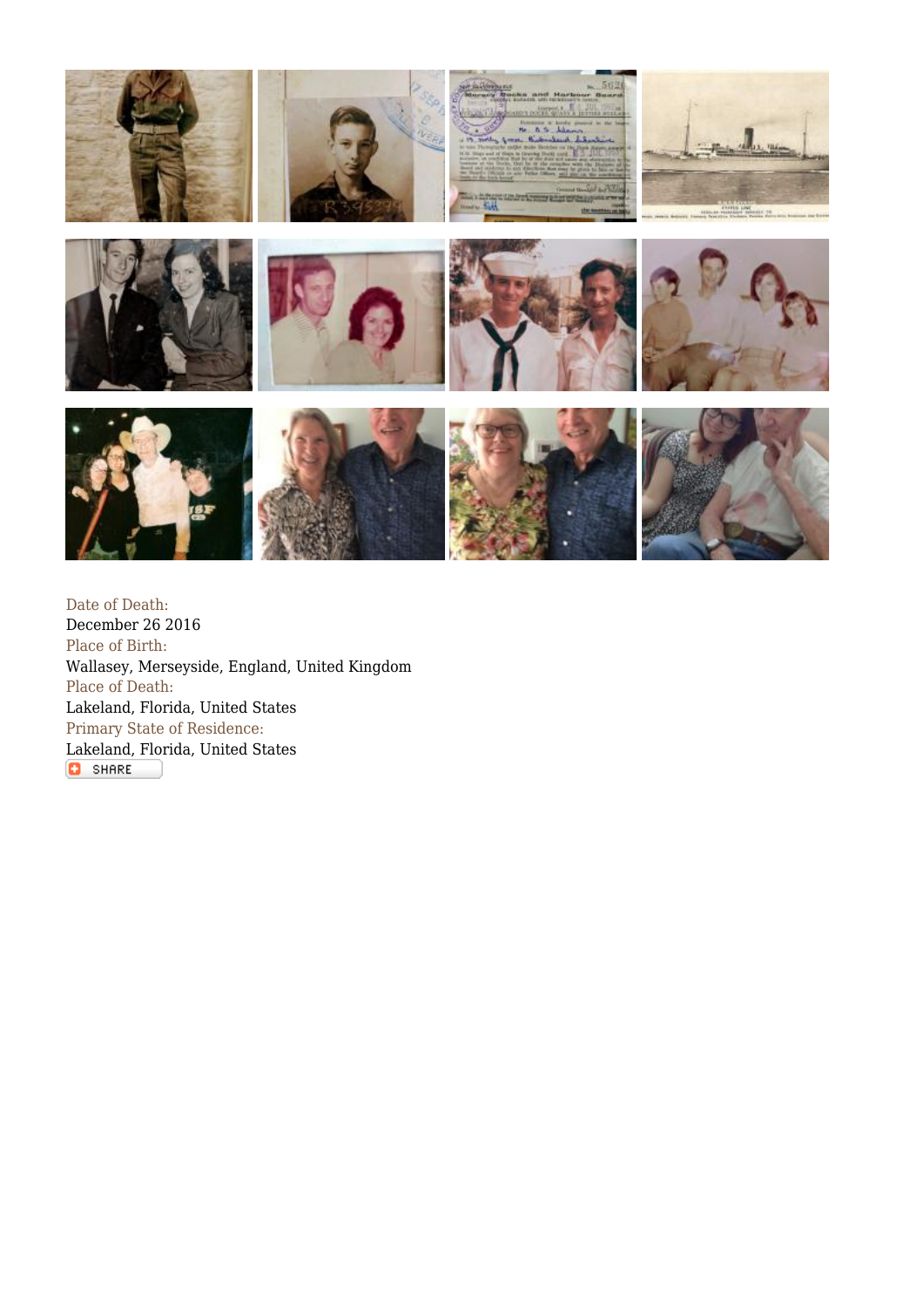Date of Death:
December 26 2016

Place of Birth:
Wallasey, Merseyside, England, United Kingdom

Place of Death:
Lakeland, Florida, United States

Primary State of Residence:
Lakeland, Florida, United States

SHARE